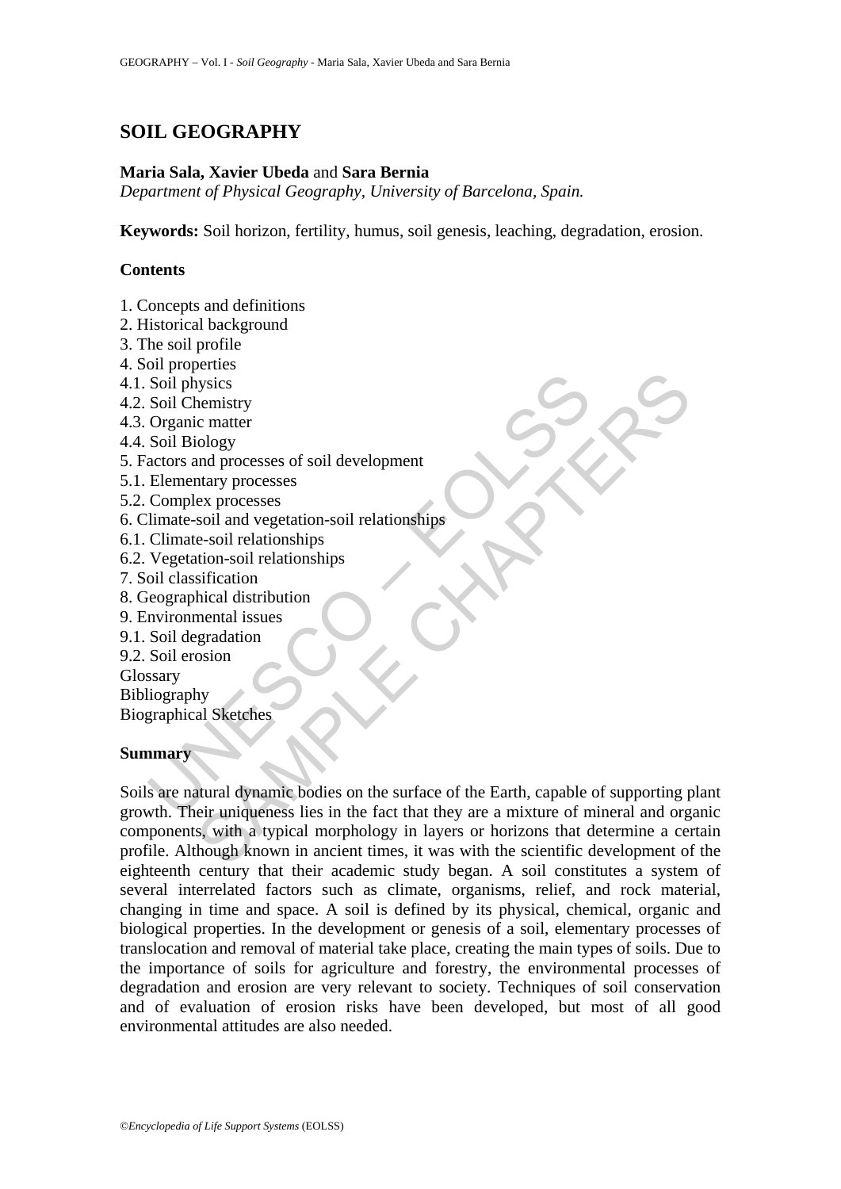# SOIL GEOGRAPHY

**Maria Sala, Xavier Ubeda** and **Sara Bernia**
*Department of Physical Geography, University of Barcelona, Spain.*

**Keywords:** Soil horizon, fertility, humus, soil genesis, leaching, degradation, erosion.

## Contents

1. Concepts and definitions
2. Historical background
3. The soil profile
4. Soil properties
4.1. Soil physics
4.2. Soil Chemistry
4.3. Organic matter
4.4. Soil Biology
5. Factors and processes of soil development
5.1. Elementary processes
5.2. Complex processes
6. Climate-soil and vegetation-soil relationships
6.1. Climate-soil relationships
6.2. Vegetation-soil relationships
7. Soil classification
8. Geographical distribution
9. Environmental issues
9.1. Soil degradation
9.2. Soil erosion

Glossary
Bibliography
Biographical Sketches

## Summary

Soils are natural dynamic bodies on the surface of the Earth, capable of supporting plant growth. Their uniqueness lies in the fact that they are a mixture of mineral and organic components, with a typical morphology in layers or horizons that determine a certain profile. Although known in ancient times, it was with the scientific development of the eighteenth century that their academic study began. A soil constitutes a system of several interrelated factors such as climate, organisms, relief, and rock material, changing in time and space. A soil is defined by its physical, chemical, organic and biological properties. In the development or genesis of a soil, elementary processes of translocation and removal of material take place, creating the main types of soils. Due to the importance of soils for agriculture and forestry, the environmental processes of degradation and erosion are very relevant to society. Techniques of soil conservation and of evaluation of erosion risks have been developed, but most of all good environmental attitudes are also needed.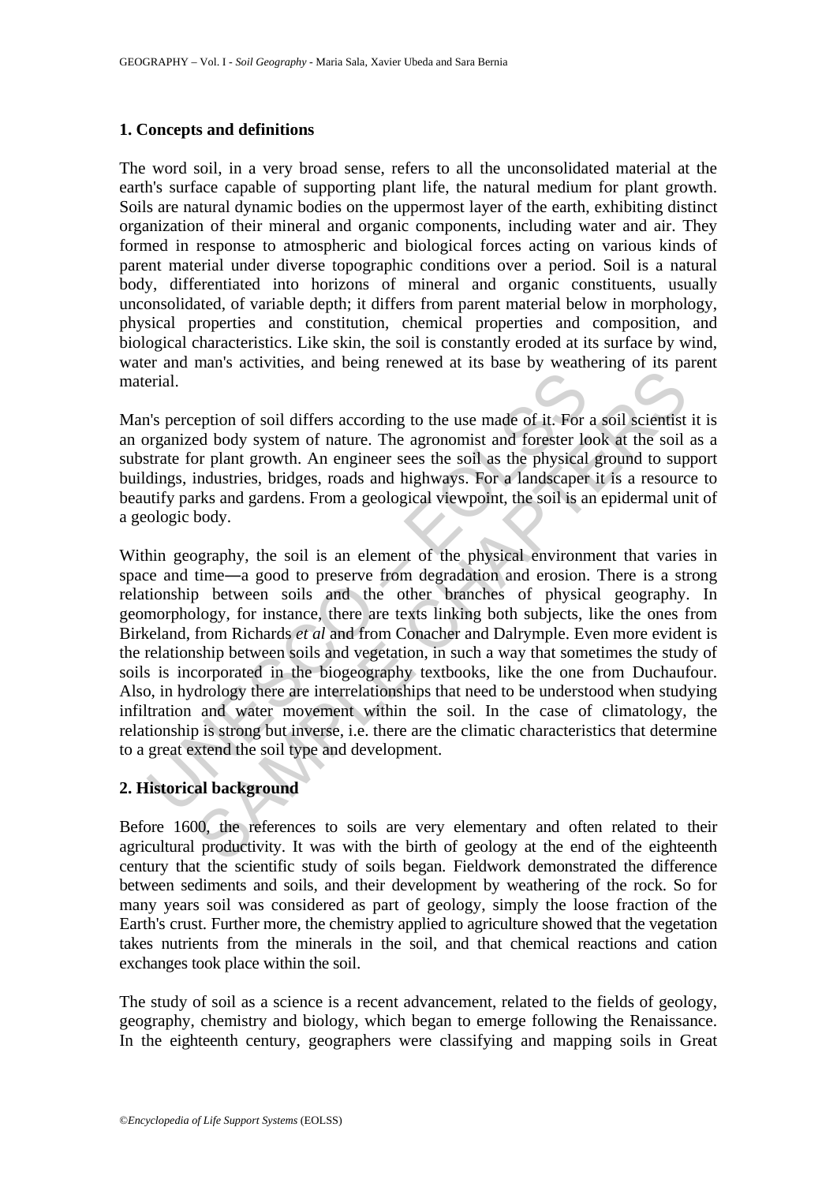## 1. Concepts and definitions

The word soil, in a very broad sense, refers to all the unconsolidated material at the earth's surface capable of supporting plant life, the natural medium for plant growth. Soils are natural dynamic bodies on the uppermost layer of the earth, exhibiting distinct organization of their mineral and organic components, including water and air. They formed in response to atmospheric and biological forces acting on various kinds of parent material under diverse topographic conditions over a period. Soil is a natural body, differentiated into horizons of mineral and organic constituents, usually unconsolidated, of variable depth; it differs from parent material below in morphology, physical properties and constitution, chemical properties and composition, and biological characteristics. Like skin, the soil is constantly eroded at its surface by wind, water and man's activities, and being renewed at its base by weathering of its parent material.

Man's perception of soil differs according to the use made of it. For a soil scientist it is an organized body system of nature. The agronomist and forester look at the soil as a substrate for plant growth. An engineer sees the soil as the physical ground to support buildings, industries, bridges, roads and highways. For a landscaper it is a resource to beautify parks and gardens. From a geological viewpoint, the soil is an epidermal unit of a geologic body.

Within geography, the soil is an element of the physical environment that varies in space and time—a good to preserve from degradation and erosion. There is a strong relationship between soils and the other branches of physical geography. In geomorphology, for instance, there are texts linking both subjects, like the ones from Birkeland, from Richards *et al* and from Conacher and Dalrymple. Even more evident is the relationship between soils and vegetation, in such a way that sometimes the study of soils is incorporated in the biogeography textbooks, like the one from Duchaufour. Also, in hydrology there are interrelationships that need to be understood when studying infiltration and water movement within the soil. In the case of climatology, the relationship is strong but inverse, i.e. there are the climatic characteristics that determine to a great extend the soil type and development.

## 2. Historical background

Before 1600, the references to soils are very elementary and often related to their agricultural productivity. It was with the birth of geology at the end of the eighteenth century that the scientific study of soils began. Fieldwork demonstrated the difference between sediments and soils, and their development by weathering of the rock. So for many years soil was considered as part of geology, simply the loose fraction of the Earth's crust. Further more, the chemistry applied to agriculture showed that the vegetation takes nutrients from the minerals in the soil, and that chemical reactions and cation exchanges took place within the soil.

The study of soil as a science is a recent advancement, related to the fields of geology, geography, chemistry and biology, which began to emerge following the Renaissance. In the eighteenth century, geographers were classifying and mapping soils in Great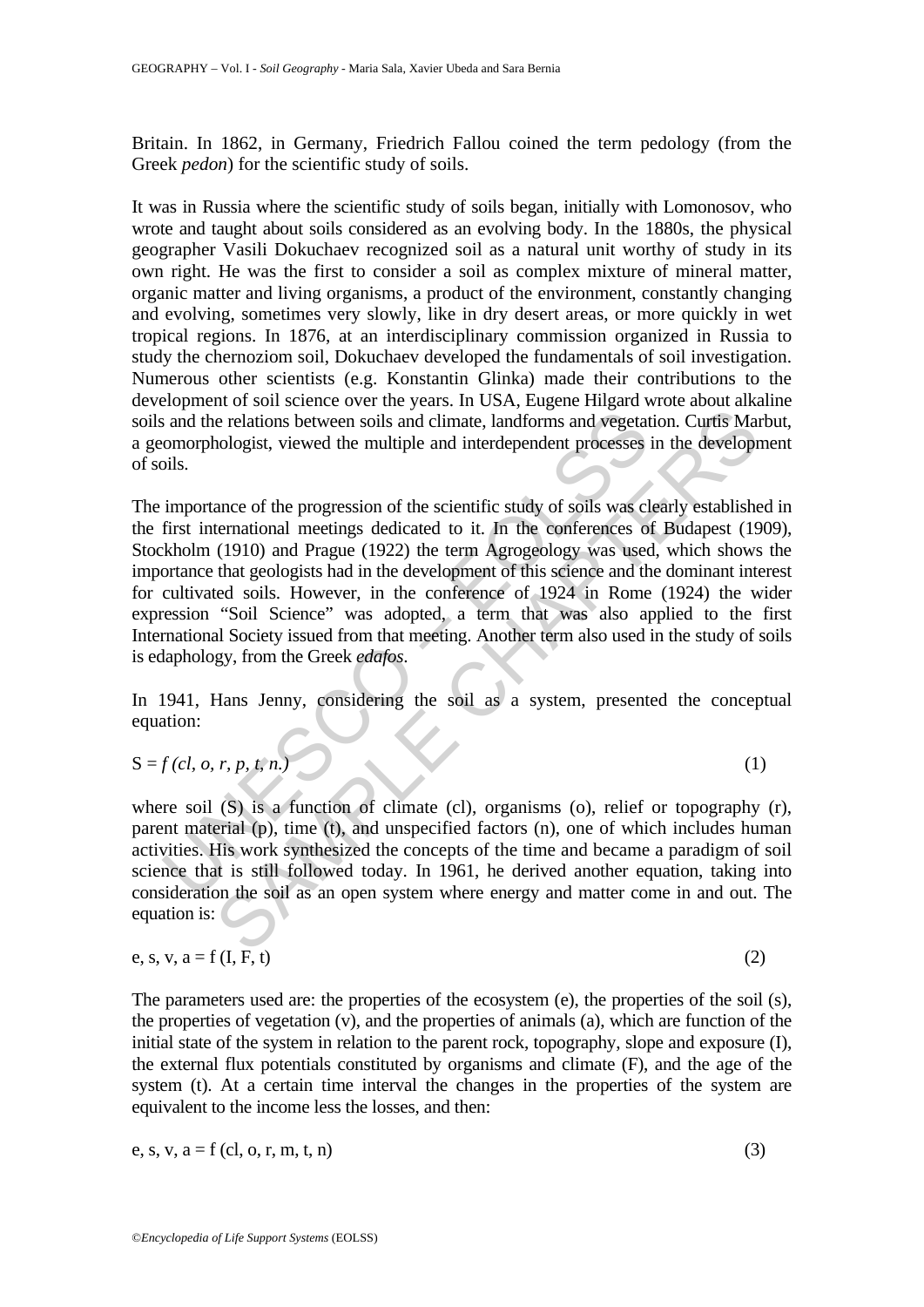Britain. In 1862, in Germany, Friedrich Fallou coined the term pedology (from the Greek *pedon*) for the scientific study of soils.

It was in Russia where the scientific study of soils began, initially with Lomonosov, who wrote and taught about soils considered as an evolving body. In the 1880s, the physical geographer Vasili Dokuchaev recognized soil as a natural unit worthy of study in its own right. He was the first to consider a soil as complex mixture of mineral matter, organic matter and living organisms, a product of the environment, constantly changing and evolving, sometimes very slowly, like in dry desert areas, or more quickly in wet tropical regions. In 1876, at an interdisciplinary commission organized in Russia to study the chernoziom soil, Dokuchaev developed the fundamentals of soil investigation. Numerous other scientists (e.g. Konstantin Glinka) made their contributions to the development of soil science over the years. In USA, Eugene Hilgard wrote about alkaline soils and the relations between soils and climate, landforms and vegetation. Curtis Marbut, a geomorphologist, viewed the multiple and interdependent processes in the development of soils.

The importance of the progression of the scientific study of soils was clearly established in the first international meetings dedicated to it. In the conferences of Budapest (1909), Stockholm (1910) and Prague (1922) the term Agrogeology was used, which shows the importance that geologists had in the development of this science and the dominant interest for cultivated soils. However, in the conference of 1924 in Rome (1924) the wider expression "Soil Science" was adopted, a term that was also applied to the first International Society issued from that meeting. Another term also used in the study of soils is edaphology, from the Greek *edafos*.

In 1941, Hans Jenny, considering the soil as a system, presented the conceptual equation:

$$S = f\,(cl, o, r, p, t, n.) \tag{1}$$

where soil (S) is a function of climate (cl), organisms (o), relief or topography (r), parent material (p), time (t), and unspecified factors (n), one of which includes human activities. His work synthesized the concepts of the time and became a paradigm of soil science that is still followed today. In 1961, he derived another equation, taking into consideration the soil as an open system where energy and matter come in and out. The equation is:

$$e, s, v, a = f\,(I, F, t) \tag{2}$$

The parameters used are: the properties of the ecosystem (e), the properties of the soil (s), the properties of vegetation (v), and the properties of animals (a), which are function of the initial state of the system in relation to the parent rock, topography, slope and exposure (I), the external flux potentials constituted by organisms and climate (F), and the age of the system (t). At a certain time interval the changes in the properties of the system are equivalent to the income less the losses, and then:

$$e, s, v, a = f\,(cl, o, r, m, t, n) \tag{3}$$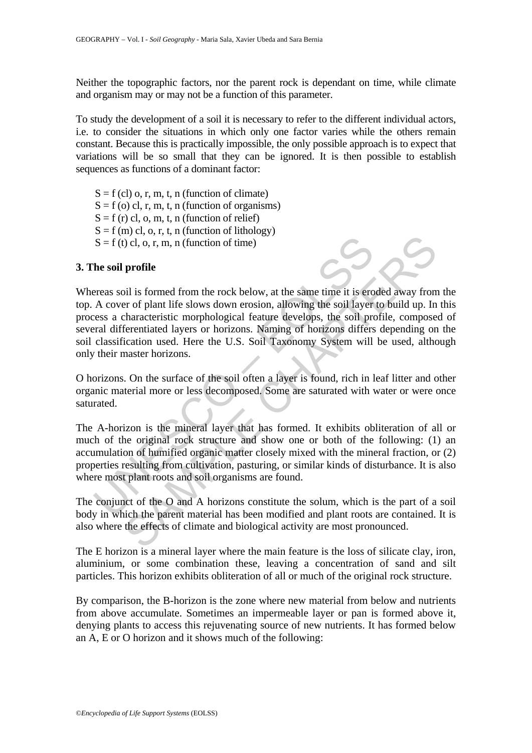Neither the topographic factors, nor the parent rock is dependant on time, while climate and organism may or may not be a function of this parameter.

To study the development of a soil it is necessary to refer to the different individual actors, i.e. to consider the situations in which only one factor varies while the others remain constant. Because this is practically impossible, the only possible approach is to expect that variations will be so small that they can be ignored. It is then possible to establish sequences as functions of a dominant factor:

S = f (cl) o, r, m, t, n (function of climate)  
S = f (o) cl, r, m, t, n (function of organisms)  
S = f (r) cl, o, m, t, n (function of relief)  
S = f (m) cl, o, r, t, n (function of lithology)  
S = f (t) cl, o, r, m, n (function of time)

## 3. The soil profile

Whereas soil is formed from the rock below, at the same time it is eroded away from the top. A cover of plant life slows down erosion, allowing the soil layer to build up. In this process a characteristic morphological feature develops, the soil profile, composed of several differentiated layers or horizons. Naming of horizons differs depending on the soil classification used. Here the U.S. Soil Taxonomy System will be used, although only their master horizons.

O horizons. On the surface of the soil often a layer is found, rich in leaf litter and other organic material more or less decomposed. Some are saturated with water or were once saturated.

The A-horizon is the mineral layer that has formed. It exhibits obliteration of all or much of the original rock structure and show one or both of the following: (1) an accumulation of humified organic matter closely mixed with the mineral fraction, or (2) properties resulting from cultivation, pasturing, or similar kinds of disturbance. It is also where most plant roots and soil organisms are found.

The conjunct of the O and A horizons constitute the solum, which is the part of a soil body in which the parent material has been modified and plant roots are contained. It is also where the effects of climate and biological activity are most pronounced.

The E horizon is a mineral layer where the main feature is the loss of silicate clay, iron, aluminium, or some combination these, leaving a concentration of sand and silt particles. This horizon exhibits obliteration of all or much of the original rock structure.

By comparison, the B-horizon is the zone where new material from below and nutrients from above accumulate. Sometimes an impermeable layer or pan is formed above it, denying plants to access this rejuvenating source of new nutrients. It has formed below an A, E or O horizon and it shows much of the following: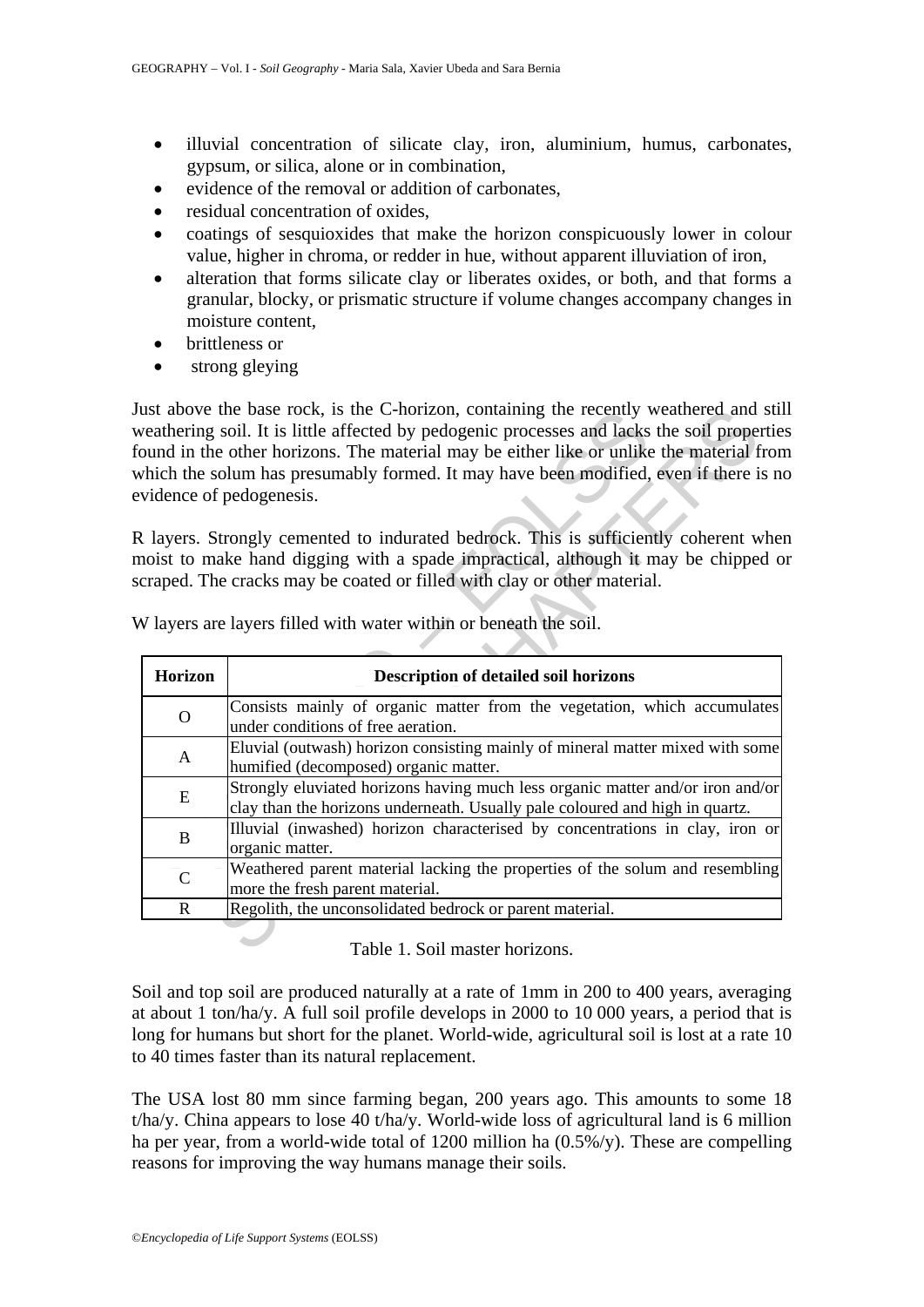- illuvial concentration of silicate clay, iron, aluminium, humus, carbonates, gypsum, or silica, alone or in combination,
- evidence of the removal or addition of carbonates,
- residual concentration of oxides,
- coatings of sesquioxides that make the horizon conspicuously lower in colour value, higher in chroma, or redder in hue, without apparent illuviation of iron,
- alteration that forms silicate clay or liberates oxides, or both, and that forms a granular, blocky, or prismatic structure if volume changes accompany changes in moisture content,
- brittleness or
- strong gleying

Just above the base rock, is the C-horizon, containing the recently weathered and still weathering soil. It is little affected by pedogenic processes and lacks the soil properties found in the other horizons. The material may be either like or unlike the material from which the solum has presumably formed. It may have been modified, even if there is no evidence of pedogenesis.

R layers. Strongly cemented to indurated bedrock. This is sufficiently coherent when moist to make hand digging with a spade impractical, although it may be chipped or scraped. The cracks may be coated or filled with clay or other material.

W layers are layers filled with water within or beneath the soil.

| Horizon | Description of detailed soil horizons |
|---|---|
| O | Consists mainly of organic matter from the vegetation, which accumulates under conditions of free aeration. |
| A | Eluvial (outwash) horizon consisting mainly of mineral matter mixed with some humified (decomposed) organic matter. |
| E | Strongly eluviated horizons having much less organic matter and/or iron and/or clay than the horizons underneath. Usually pale coloured and high in quartz. |
| B | Illuvial (inwashed) horizon characterised by concentrations in clay, iron or organic matter. |
| C | Weathered parent material lacking the properties of the solum and resembling more the fresh parent material. |
| R | Regolith, the unconsolidated bedrock or parent material. |

Table 1. Soil master horizons.

Soil and top soil are produced naturally at a rate of 1mm in 200 to 400 years, averaging at about 1 ton/ha/y. A full soil profile develops in 2000 to 10 000 years, a period that is long for humans but short for the planet. World-wide, agricultural soil is lost at a rate 10 to 40 times faster than its natural replacement.

The USA lost 80 mm since farming began, 200 years ago. This amounts to some 18 t/ha/y. China appears to lose 40 t/ha/y. World-wide loss of agricultural land is 6 million ha per year, from a world-wide total of 1200 million ha (0.5%/y). These are compelling reasons for improving the way humans manage their soils.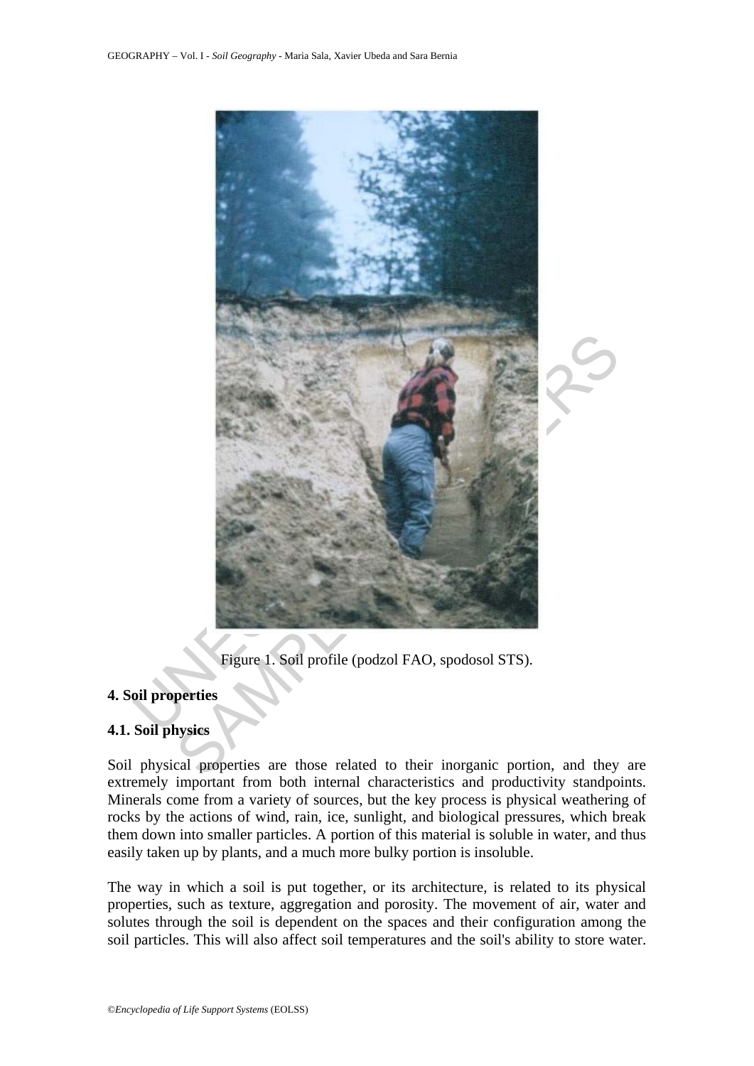Figure 1. Soil profile (podzol FAO, spodosol STS).

## 4. Soil properties

### 4.1. Soil physics

Soil physical properties are those related to their inorganic portion, and they are extremely important from both internal characteristics and productivity standpoints. Minerals come from a variety of sources, but the key process is physical weathering of rocks by the actions of wind, rain, ice, sunlight, and biological pressures, which break them down into smaller particles. A portion of this material is soluble in water, and thus easily taken up by plants, and a much more bulky portion is insoluble.

The way in which a soil is put together, or its architecture, is related to its physical properties, such as texture, aggregation and porosity. The movement of air, water and solutes through the soil is dependent on the spaces and their configuration among the soil particles. This will also affect soil temperatures and the soil's ability to store water.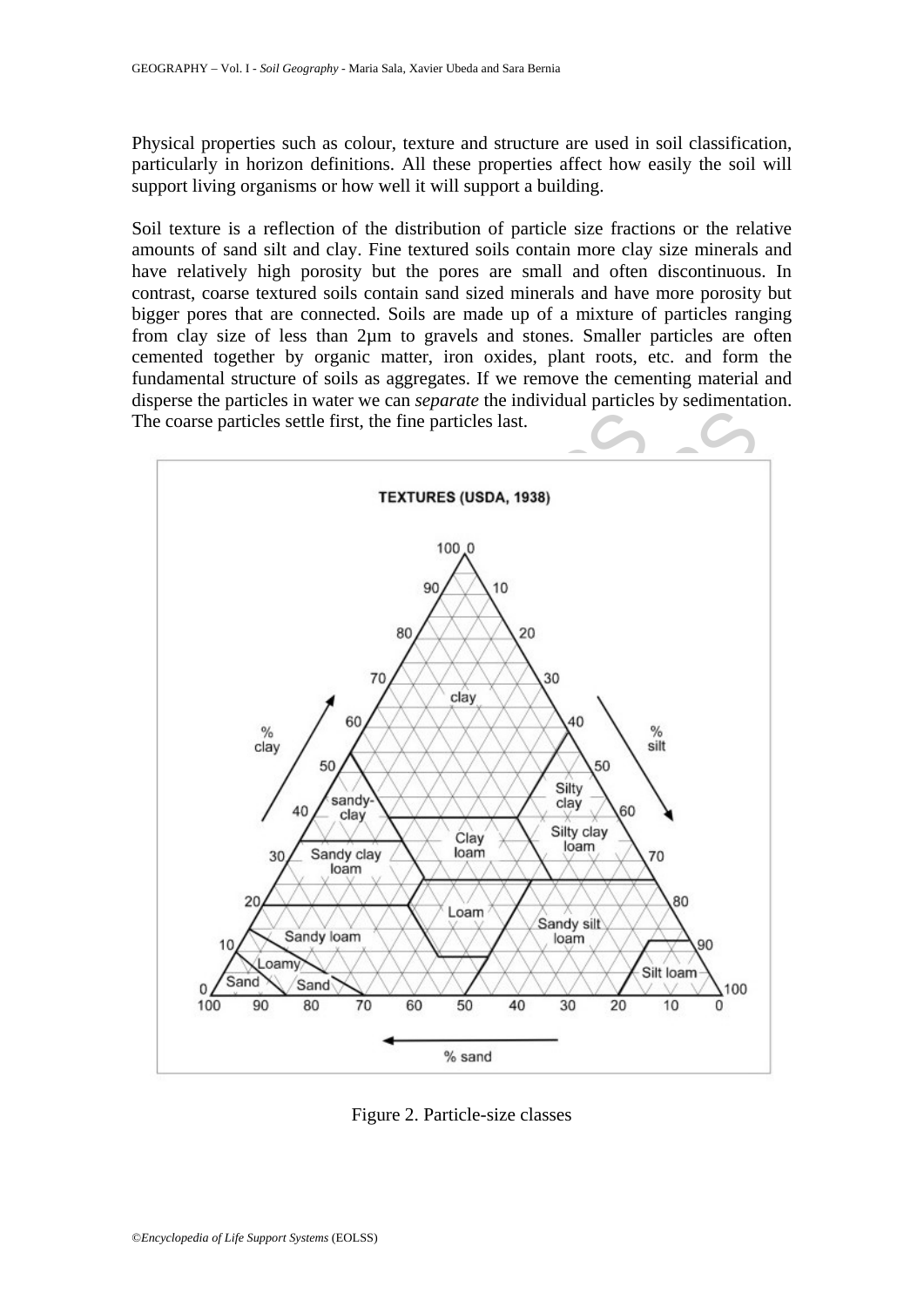Physical properties such as colour, texture and structure are used in soil classification, particularly in horizon definitions. All these properties affect how easily the soil will support living organisms or how well it will support a building.

Soil texture is a reflection of the distribution of particle size fractions or the relative amounts of sand silt and clay. Fine textured soils contain more clay size minerals and have relatively high porosity but the pores are small and often discontinuous. In contrast, coarse textured soils contain sand sized minerals and have more porosity but bigger pores that are connected. Soils are made up of a mixture of particles ranging from clay size of less than 2μm to gravels and stones. Smaller particles are often cemented together by organic matter, iron oxides, plant roots, etc. and form the fundamental structure of soils as aggregates. If we remove the cementing material and disperse the particles in water we can *separate* the individual particles by sedimentation. The coarse particles settle first, the fine particles last.

Figure 2. Particle-size classes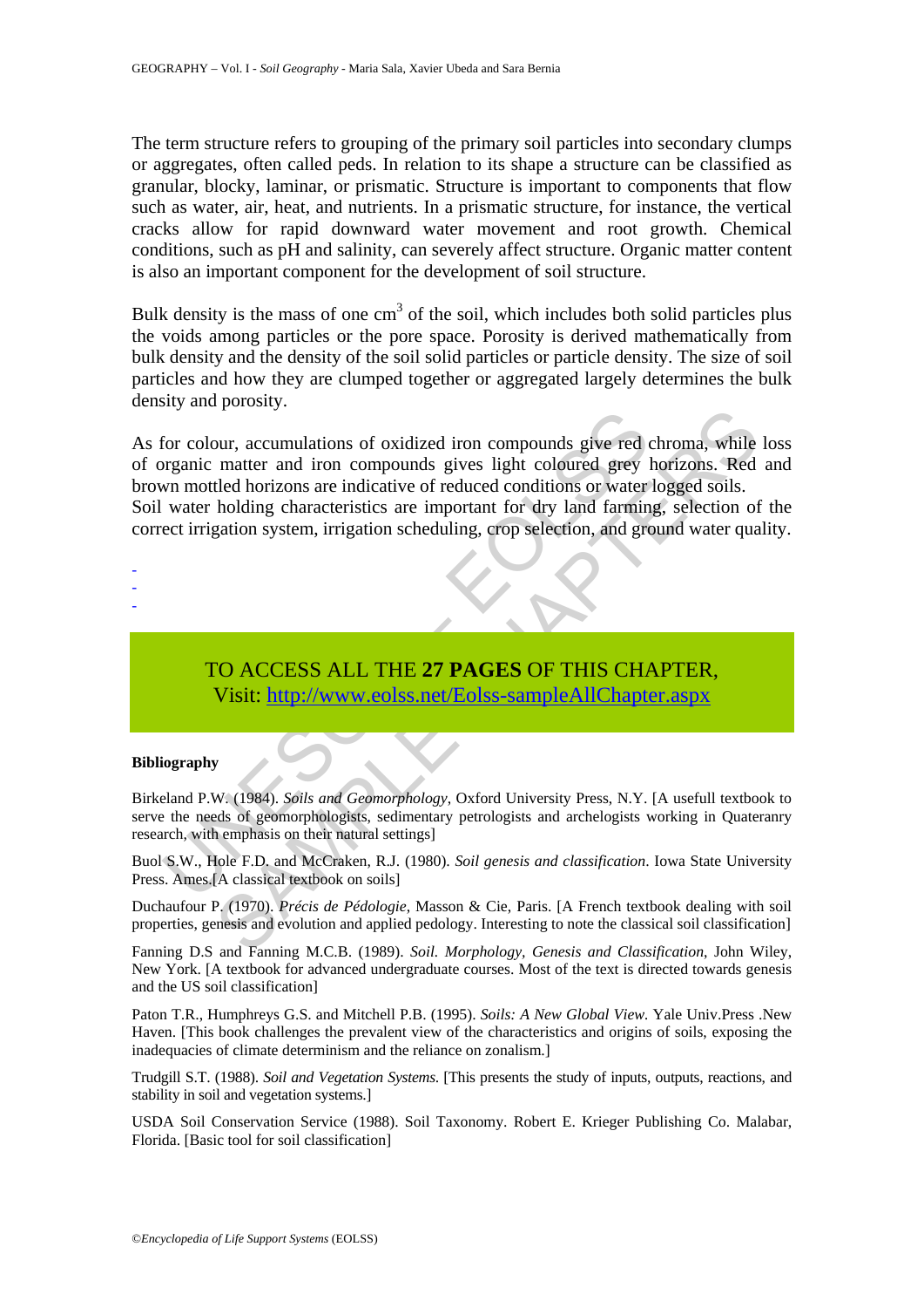The term structure refers to grouping of the primary soil particles into secondary clumps or aggregates, often called peds. In relation to its shape a structure can be classified as granular, blocky, laminar, or prismatic. Structure is important to components that flow such as water, air, heat, and nutrients. In a prismatic structure, for instance, the vertical cracks allow for rapid downward water movement and root growth. Chemical conditions, such as pH and salinity, can severely affect structure. Organic matter content is also an important component for the development of soil structure.

Bulk density is the mass of one $cm^3$ of the soil, which includes both solid particles plus the voids among particles or the pore space. Porosity is derived mathematically from bulk density and the density of the soil solid particles or particle density. The size of soil particles and how they are clumped together or aggregated largely determines the bulk density and porosity.

As for colour, accumulations of oxidized iron compounds give red chroma, while loss of organic matter and iron compounds gives light coloured grey horizons. Red and brown mottled horizons are indicative of reduced conditions or water logged soils.
Soil water holding characteristics are important for dry land farming, selection of the correct irrigation system, irrigation scheduling, crop selection, and ground water quality.

-
-
-

TO ACCESS ALL THE **27 PAGES** OF THIS CHAPTER,
Visit: http://www.eolss.net/Eolss-sampleAllChapter.aspx

**Bibliography**

Birkeland P.W. (1984). *Soils and Geomorphology*, Oxford University Press, N.Y. [A usefull textbook to serve the needs of geomorphologists, sedimentary petrologists and archelogists working in Quateranry research, with emphasis on their natural settings]

Buol S.W., Hole F.D. and McCraken, R.J. (1980). *Soil genesis and classification*. Iowa State University Press. Ames.[A classical textbook on soils]

Duchaufour P. (1970). *Précis de Pédologie*, Masson & Cie, Paris. [A French textbook dealing with soil properties, genesis and evolution and applied pedology. Interesting to note the classical soil classification]

Fanning D.S and Fanning M.C.B. (1989). *Soil. Morphology, Genesis and Classification*, John Wiley, New York. [A textbook for advanced undergraduate courses. Most of the text is directed towards genesis and the US soil classification]

Paton T.R., Humphreys G.S. and Mitchell P.B. (1995). *Soils: A New Global View.* Yale Univ.Press .New Haven. [This book challenges the prevalent view of the characteristics and origins of soils, exposing the inadequacies of climate determinism and the reliance on zonalism.]

Trudgill S.T. (1988). *Soil and Vegetation Systems.* [This presents the study of inputs, outputs, reactions, and stability in soil and vegetation systems.]

USDA Soil Conservation Service (1988). Soil Taxonomy. Robert E. Krieger Publishing Co. Malabar, Florida. [Basic tool for soil classification]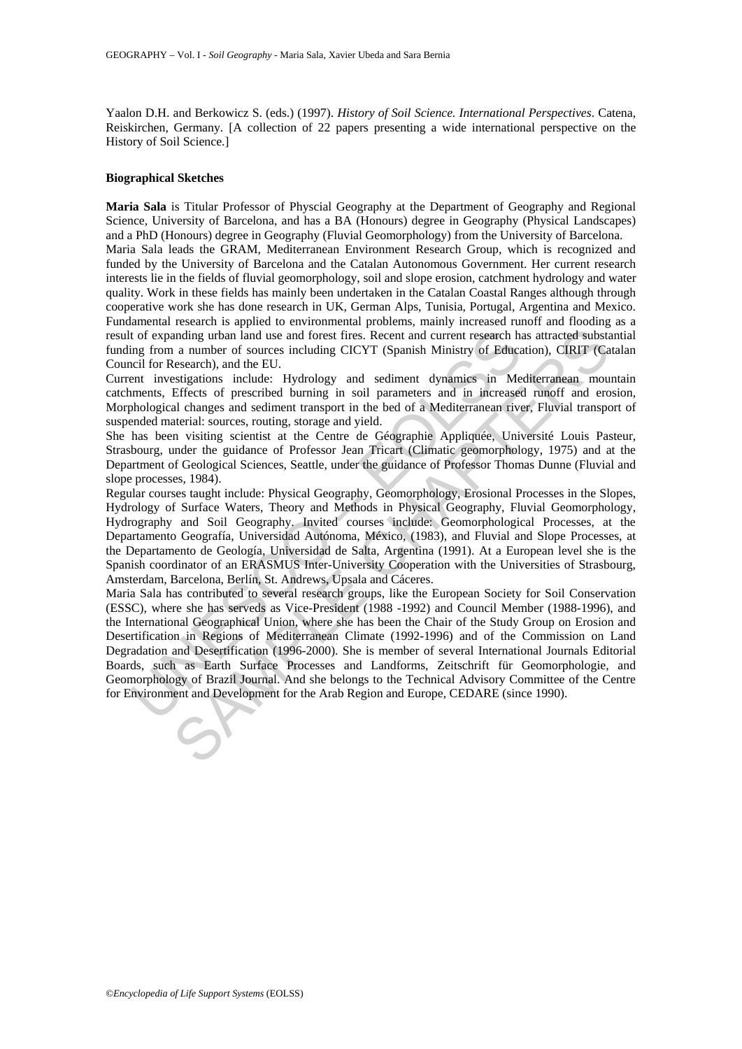Yaalon D.H. and Berkowicz S. (eds.) (1997). *History of Soil Science. International Perspectives*. Catena, Reiskirchen, Germany. [A collection of 22 papers presenting a wide international perspective on the History of Soil Science.]

**Biographical Sketches**

**Maria Sala** is Titular Professor of Physcial Geography at the Department of Geography and Regional Science, University of Barcelona, and has a BA (Honours) degree in Geography (Physical Landscapes) and a PhD (Honours) degree in Geography (Fluvial Geomorphology) from the University of Barcelona.

Maria Sala leads the GRAM, Mediterranean Environment Research Group, which is recognized and funded by the University of Barcelona and the Catalan Autonomous Government. Her current research interests lie in the fields of fluvial geomorphology, soil and slope erosion, catchment hydrology and water quality. Work in these fields has mainly been undertaken in the Catalan Coastal Ranges although through cooperative work she has done research in UK, German Alps, Tunisia, Portugal, Argentina and Mexico. Fundamental research is applied to environmental problems, mainly increased runoff and flooding as a result of expanding urban land use and forest fires. Recent and current research has attracted substantial funding from a number of sources including CICYT (Spanish Ministry of Education), CIRIT (Catalan Council for Research), and the EU.

Current investigations include: Hydrology and sediment dynamics in Mediterranean mountain catchments, Effects of prescribed burning in soil parameters and in increased runoff and erosion, Morphological changes and sediment transport in the bed of a Mediterranean river, Fluvial transport of suspended material: sources, routing, storage and yield.

She has been visiting scientist at the Centre de Géographie Appliquée, Université Louis Pasteur, Strasbourg, under the guidance of Professor Jean Tricart (Climatic geomorphology, 1975) and at the Department of Geological Sciences, Seattle, under the guidance of Professor Thomas Dunne (Fluvial and slope processes, 1984).

Regular courses taught include: Physical Geography, Geomorphology, Erosional Processes in the Slopes, Hydrology of Surface Waters, Theory and Methods in Physical Geography, Fluvial Geomorphology, Hydrography and Soil Geography. Invited courses include: Geomorphological Processes, at the Departamento Geografía, Universidad Autónoma, México, (1983), and Fluvial and Slope Processes, at the Departamento de Geología, Universidad de Salta, Argentina (1991). At a European level she is the Spanish coordinator of an ERASMUS Inter-University Cooperation with the Universities of Strasbourg, Amsterdam, Barcelona, Berlín, St. Andrews, Upsala and Cáceres.

Maria Sala has contributed to several research groups, like the European Society for Soil Conservation (ESSC), where she has serveds as Vice-President (1988 -1992) and Council Member (1988-1996), and the International Geographical Union, where she has been the Chair of the Study Group on Erosion and Desertification in Regions of Mediterranean Climate (1992-1996) and of the Commission on Land Degradation and Desertification (1996-2000). She is member of several International Journals Editorial Boards, such as Earth Surface Processes and Landforms, Zeitschrift für Geomorphologie, and Geomorphology of Brazil Journal. And she belongs to the Technical Advisory Committee of the Centre for Environment and Development for the Arab Region and Europe, CEDARE (since 1990).